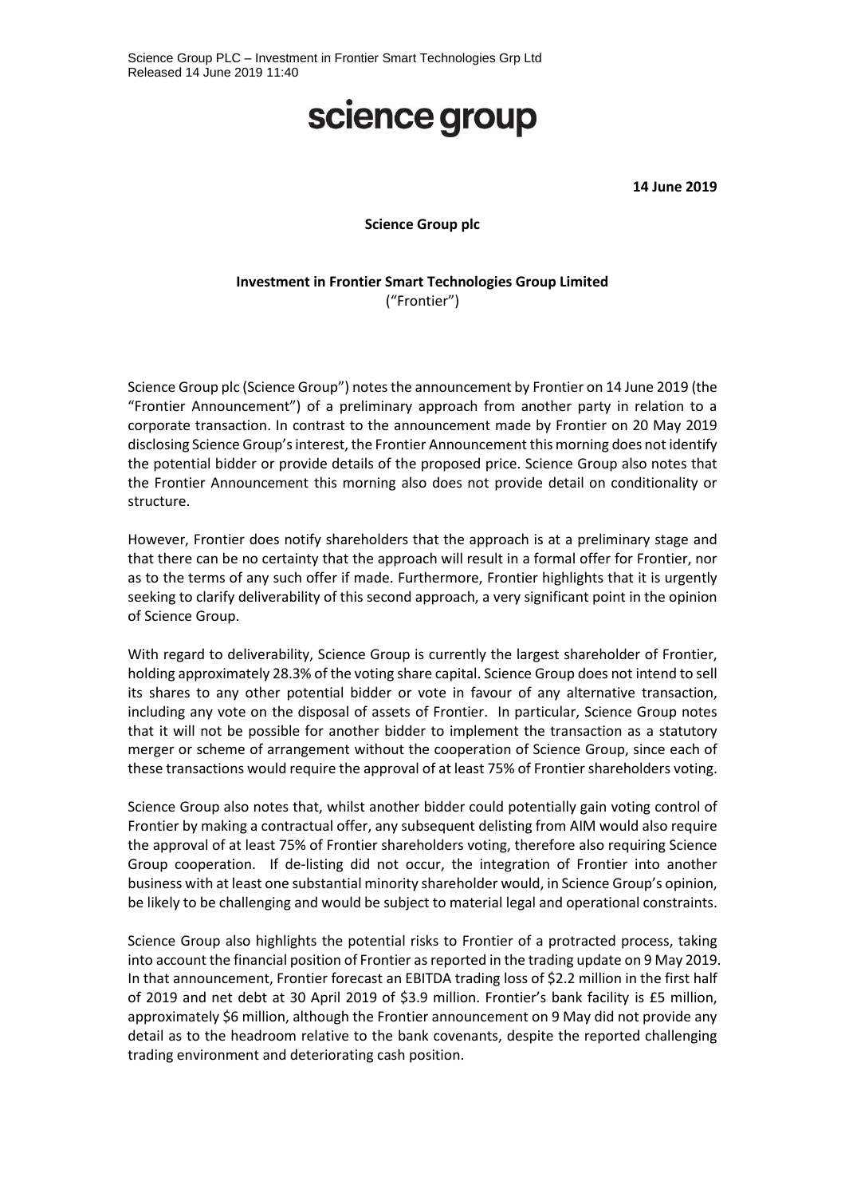Science Group PLC – Investment in Frontier Smart Technologies Grp Ltd
Released 14 June 2019 11:40

# science group

**14 June 2019**

**Science Group plc**

**Investment in Frontier Smart Technologies Group Limited**
("Frontier")

Science Group plc (Science Group") notes the announcement by Frontier on 14 June 2019 (the "Frontier Announcement") of a preliminary approach from another party in relation to a corporate transaction. In contrast to the announcement made by Frontier on 20 May 2019 disclosing Science Group's interest, the Frontier Announcement this morning does not identify the potential bidder or provide details of the proposed price. Science Group also notes that the Frontier Announcement this morning also does not provide detail on conditionality or structure.

However, Frontier does notify shareholders that the approach is at a preliminary stage and that there can be no certainty that the approach will result in a formal offer for Frontier, nor as to the terms of any such offer if made. Furthermore, Frontier highlights that it is urgently seeking to clarify deliverability of this second approach, a very significant point in the opinion of Science Group.

With regard to deliverability, Science Group is currently the largest shareholder of Frontier, holding approximately 28.3% of the voting share capital. Science Group does not intend to sell its shares to any other potential bidder or vote in favour of any alternative transaction, including any vote on the disposal of assets of Frontier. In particular, Science Group notes that it will not be possible for another bidder to implement the transaction as a statutory merger or scheme of arrangement without the cooperation of Science Group, since each of these transactions would require the approval of at least 75% of Frontier shareholders voting.

Science Group also notes that, whilst another bidder could potentially gain voting control of Frontier by making a contractual offer, any subsequent delisting from AIM would also require the approval of at least 75% of Frontier shareholders voting, therefore also requiring Science Group cooperation. If de-listing did not occur, the integration of Frontier into another business with at least one substantial minority shareholder would, in Science Group's opinion, be likely to be challenging and would be subject to material legal and operational constraints.

Science Group also highlights the potential risks to Frontier of a protracted process, taking into account the financial position of Frontier as reported in the trading update on 9 May 2019. In that announcement, Frontier forecast an EBITDA trading loss of $2.2 million in the first half of 2019 and net debt at 30 April 2019 of $3.9 million. Frontier's bank facility is £5 million, approximately $6 million, although the Frontier announcement on 9 May did not provide any detail as to the headroom relative to the bank covenants, despite the reported challenging trading environment and deteriorating cash position.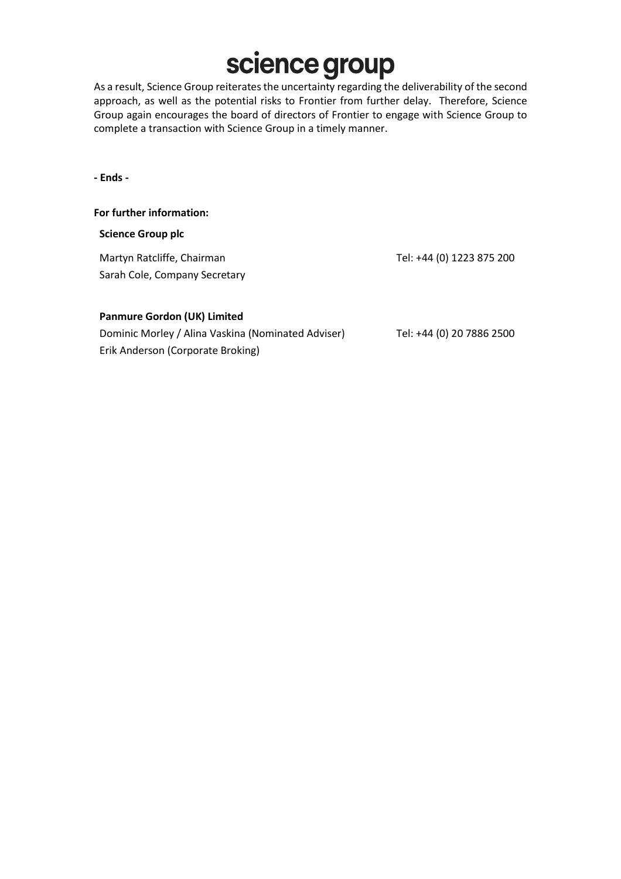As a result, Science Group reiterates the uncertainty regarding the deliverability of the second approach, as well as the potential risks to Frontier from further delay. Therefore, Science Group again encourages the board of directors of Frontier to engage with Science Group to complete a transaction with Science Group in a timely manner.

**- Ends -**

**For further information:**

**Science Group plc**

Martyn Ratcliffe, Chairman — Tel: +44 (0) 1223 875 200
Sarah Cole, Company Secretary

**Panmure Gordon (UK) Limited**

Dominic Morley / Alina Vaskina (Nominated Adviser) — Tel: +44 (0) 20 7886 2500
Erik Anderson (Corporate Broking)